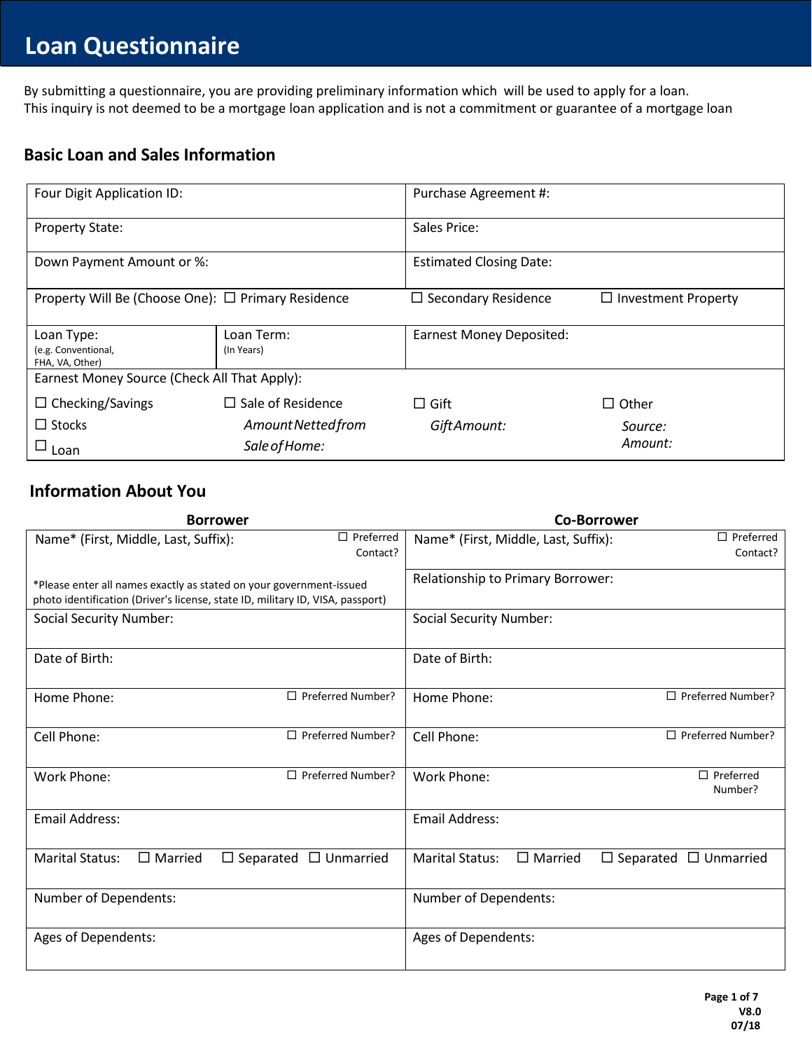# Loan Questionnaire

By submitting a questionnaire, you are providing preliminary information which will be used to apply for a loan.
This inquiry is not deemed to be a mortgage loan application and is not a commitment or guarantee of a mortgage loan

## Basic Loan and Sales Information

| | | | |
|---|---|---|---|
| Four Digit Application ID: | | Purchase Agreement #: | |
| Property State: | | Sales Price: | |
| Down Payment Amount or %: | | Estimated Closing Date: | |
| Property Will Be (Choose One): ☐ Primary Residence | | ☐ Secondary Residence | ☐ Investment Property |
| Loan Type: (e.g. Conventional, FHA, VA, Other) | Loan Term: (In Years) | Earnest Money Deposited: | |
| Earnest Money Source (Check All That Apply): | | | |
| ☐ Checking/Savings | ☐ Sale of Residence | ☐ Gift | ☐ Other |
| ☐ Stocks | *Amount Netted from Sale of Home:* | *Gift Amount:* | *Source:* *Amount:* |
| ☐ Loan | | | |

## Information About You

| Borrower | Co-Borrower |
|---|---|
| Name* (First, Middle, Last, Suffix): ☐ Preferred Contact? | Name* (First, Middle, Last, Suffix): ☐ Preferred Contact? |
| *Please enter all names exactly as stated on your government-issued photo identification (Driver's license, state ID, military ID, VISA, passport) | Relationship to Primary Borrower: |
| Social Security Number: | Social Security Number: |
| Date of Birth: | Date of Birth: |
| Home Phone: ☐ Preferred Number? | Home Phone: ☐ Preferred Number? |
| Cell Phone: ☐ Preferred Number? | Cell Phone: ☐ Preferred Number? |
| Work Phone: ☐ Preferred Number? | Work Phone: ☐ Preferred Number? |
| Email Address: | Email Address: |
| Marital Status: ☐ Married ☐ Separated ☐ Unmarried | Marital Status: ☐ Married ☐ Separated ☐ Unmarried |
| Number of Dependents: | Number of Dependents: |
| Ages of Dependents: | Ages of Dependents: |

V8.0
07/18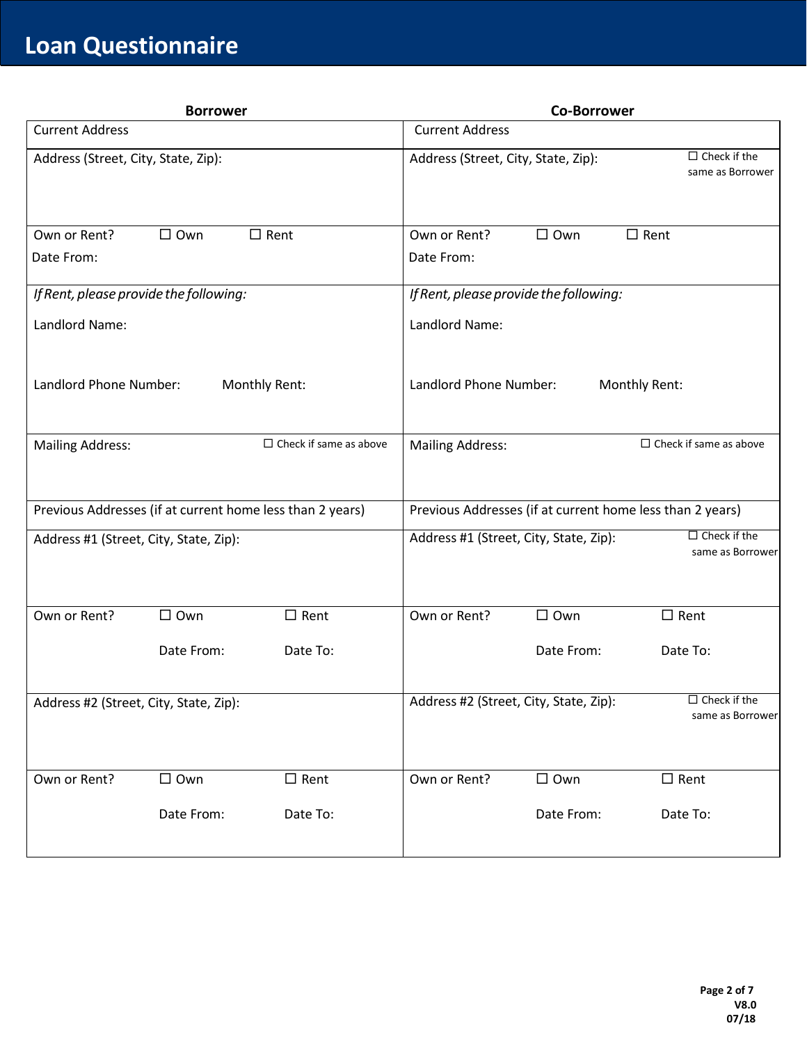# Loan Questionnaire

| Borrower | Co-Borrower |
| --- | --- |
| Current Address | Current Address |
| Address (Street, City, State, Zip): | Address (Street, City, State, Zip): ☐ Check if the same as Borrower |
| Own or Rent? ☐ Own ☐ Rent<br>Date From: | Own or Rent? ☐ Own ☐ Rent<br>Date From: |
| *If Rent, please provide the following:*<br>Landlord Name:<br>Landlord Phone Number: Monthly Rent: | *If Rent, please provide the following:*<br>Landlord Name:<br>Landlord Phone Number: Monthly Rent: |
| Mailing Address: ☐ Check if same as above | Mailing Address: ☐ Check if same as above |
| Previous Addresses (if at current home less than 2 years) | Previous Addresses (if at current home less than 2 years) |
| Address #1 (Street, City, State, Zip): | Address #1 (Street, City, State, Zip): ☐ Check if the same as Borrower |
| Own or Rent? ☐ Own ☐ Rent<br>Date From: Date To: | Own or Rent? ☐ Own ☐ Rent<br>Date From: Date To: |
| Address #2 (Street, City, State, Zip): | Address #2 (Street, City, State, Zip): ☐ Check if the same as Borrower |
| Own or Rent? ☐ Own ☐ Rent<br>Date From: Date To: | Own or Rent? ☐ Own ☐ Rent<br>Date From: Date To: |

V8.0
07/18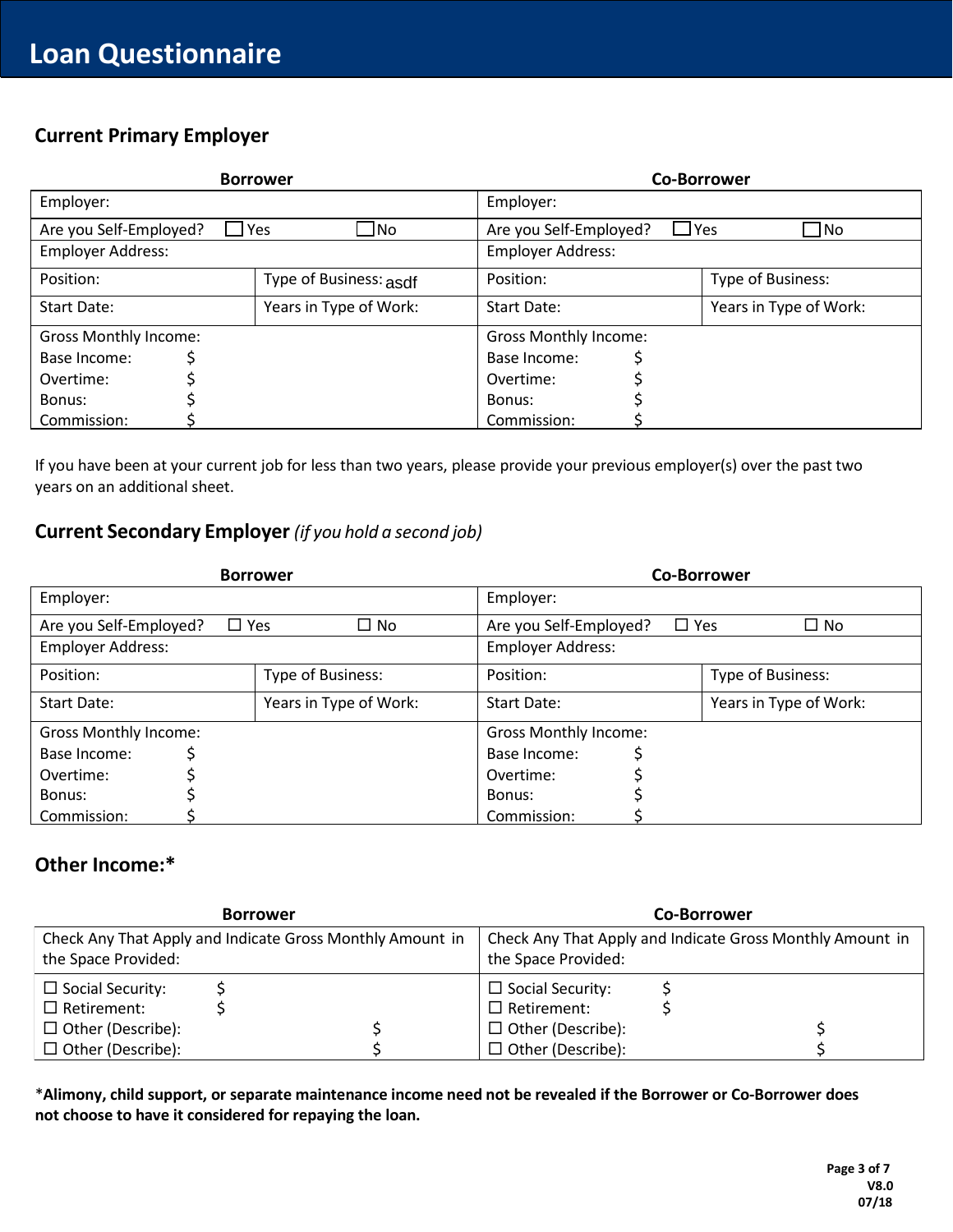# Loan Questionnaire

## Current Primary Employer

| Borrower | | Co-Borrower | |
|---|---|---|---|
| Employer: | | Employer: | |
| Are you Self-Employed? ☐ Yes ☐ No | | Are you Self-Employed? ☐ Yes ☐ No | |
| Employer Address: | | Employer Address: | |
| Position: | Type of Business: asdf | Position: | Type of Business: |
| Start Date: | Years in Type of Work: | Start Date: | Years in Type of Work: |
| Gross Monthly Income:<br>Base Income: $<br>Overtime: $<br>Bonus: $<br>Commission: $ | | Gross Monthly Income:<br>Base Income: $<br>Overtime: $<br>Bonus: $<br>Commission: $ | |

If you have been at your current job for less than two years, please provide your previous employer(s) over the past two years on an additional sheet.

## Current Secondary Employer *(if you hold a second job)*

| Borrower | | Co-Borrower | |
|---|---|---|---|
| Employer: | | Employer: | |
| Are you Self-Employed? ☐ Yes ☐ No | | Are you Self-Employed? ☐ Yes ☐ No | |
| Employer Address: | | Employer Address: | |
| Position: | Type of Business: | Position: | Type of Business: |
| Start Date: | Years in Type of Work: | Start Date: | Years in Type of Work: |
| Gross Monthly Income:<br>Base Income: $<br>Overtime: $<br>Bonus: $<br>Commission: $ | | Gross Monthly Income:<br>Base Income: $<br>Overtime: $<br>Bonus: $<br>Commission: $ | |

## Other Income:*

| Borrower | Co-Borrower |
|---|---|
| Check Any That Apply and Indicate Gross Monthly Amount in the Space Provided: | Check Any That Apply and Indicate Gross Monthly Amount in the Space Provided: |
| ☐ Social Security: $<br>☐ Retirement: $<br>☐ Other (Describe): $<br>☐ Other (Describe): $ | ☐ Social Security: $<br>☐ Retirement: $<br>☐ Other (Describe): $<br>☐ Other (Describe): $ |

***Alimony, child support, or separate maintenance income need not be revealed if the Borrower or Co-Borrower does not choose to have it considered for repaying the loan.**

V8.0
07/18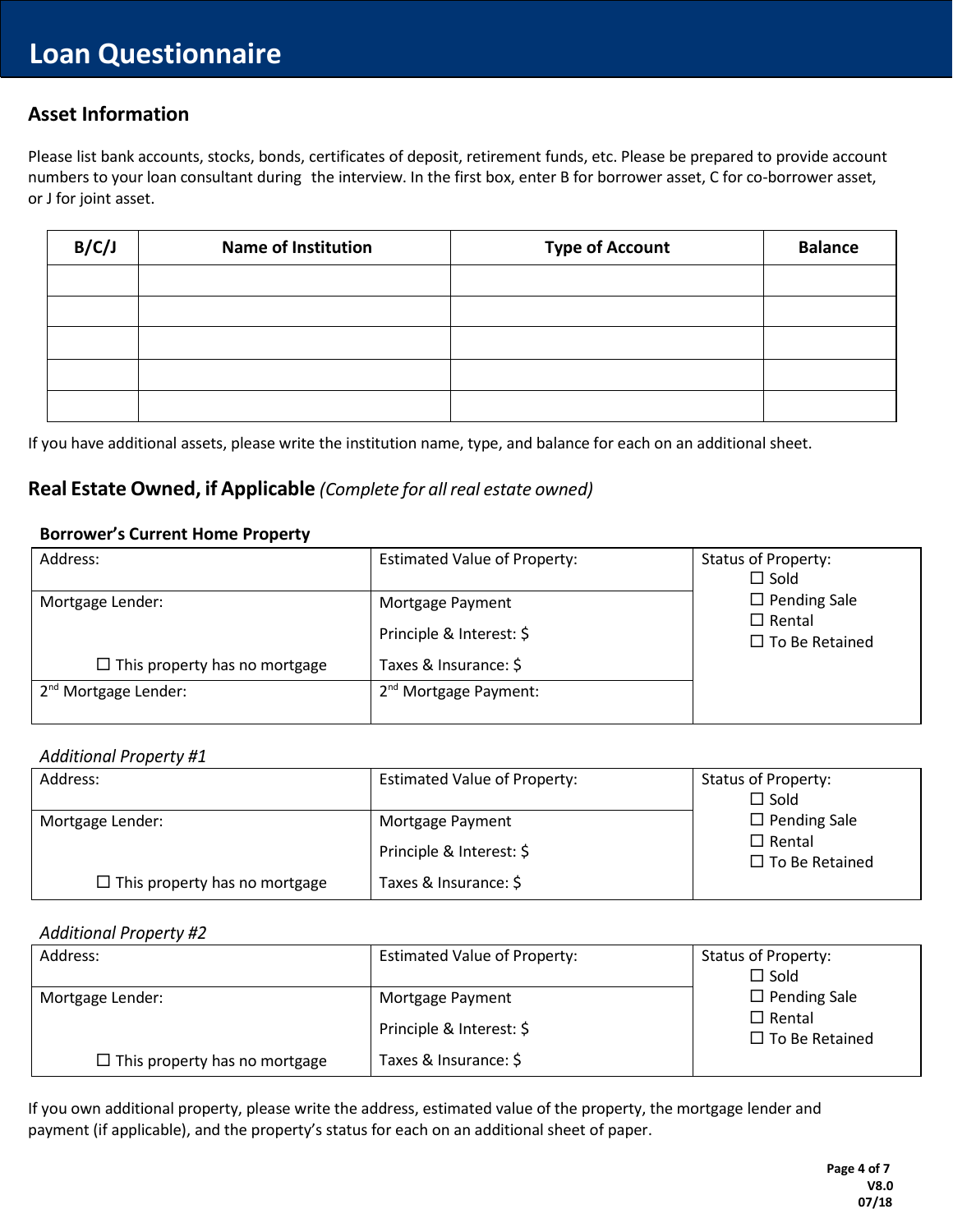# Loan Questionnaire

## Asset Information

Please list bank accounts, stocks, bonds, certificates of deposit, retirement funds, etc. Please be prepared to provide account numbers to your loan consultant during the interview. In the first box, enter B for borrower asset, C for co-borrower asset, or J for joint asset.

| B/C/J | Name of Institution | Type of Account | Balance |
|---|---|---|---|
| | | | |
| | | | |
| | | | |
| | | | |
| | | | |

If you have additional assets, please write the institution name, type, and balance for each on an additional sheet.

## Real Estate Owned, if Applicable *(Complete for all real estate owned)*

### Borrower's Current Home Property

| | | |
|---|---|---|
| Address: | Estimated Value of Property: | Status of Property:<br>☐ Sold<br>☐ Pending Sale<br>☐ Rental<br>☐ To Be Retained |
| Mortgage Lender:<br><br>☐ This property has no mortgage | Mortgage Payment<br>Principle & Interest: $<br>Taxes & Insurance: $ | |
| 2nd Mortgage Lender: | 2nd Mortgage Payment: | |

*Additional Property #1*

| | | |
|---|---|---|
| Address: | Estimated Value of Property: | Status of Property:<br>☐ Sold<br>☐ Pending Sale<br>☐ Rental<br>☐ To Be Retained |
| Mortgage Lender:<br><br>☐ This property has no mortgage | Mortgage Payment<br>Principle & Interest: $<br>Taxes & Insurance: $ | |

*Additional Property #2*

| | | |
|---|---|---|
| Address: | Estimated Value of Property: | Status of Property:<br>☐ Sold<br>☐ Pending Sale<br>☐ Rental<br>☐ To Be Retained |
| Mortgage Lender:<br><br>☐ This property has no mortgage | Mortgage Payment<br>Principle & Interest: $<br>Taxes & Insurance: $ | |

If you own additional property, please write the address, estimated value of the property, the mortgage lender and payment (if applicable), and the property's status for each on an additional sheet of paper.

V8.0
07/18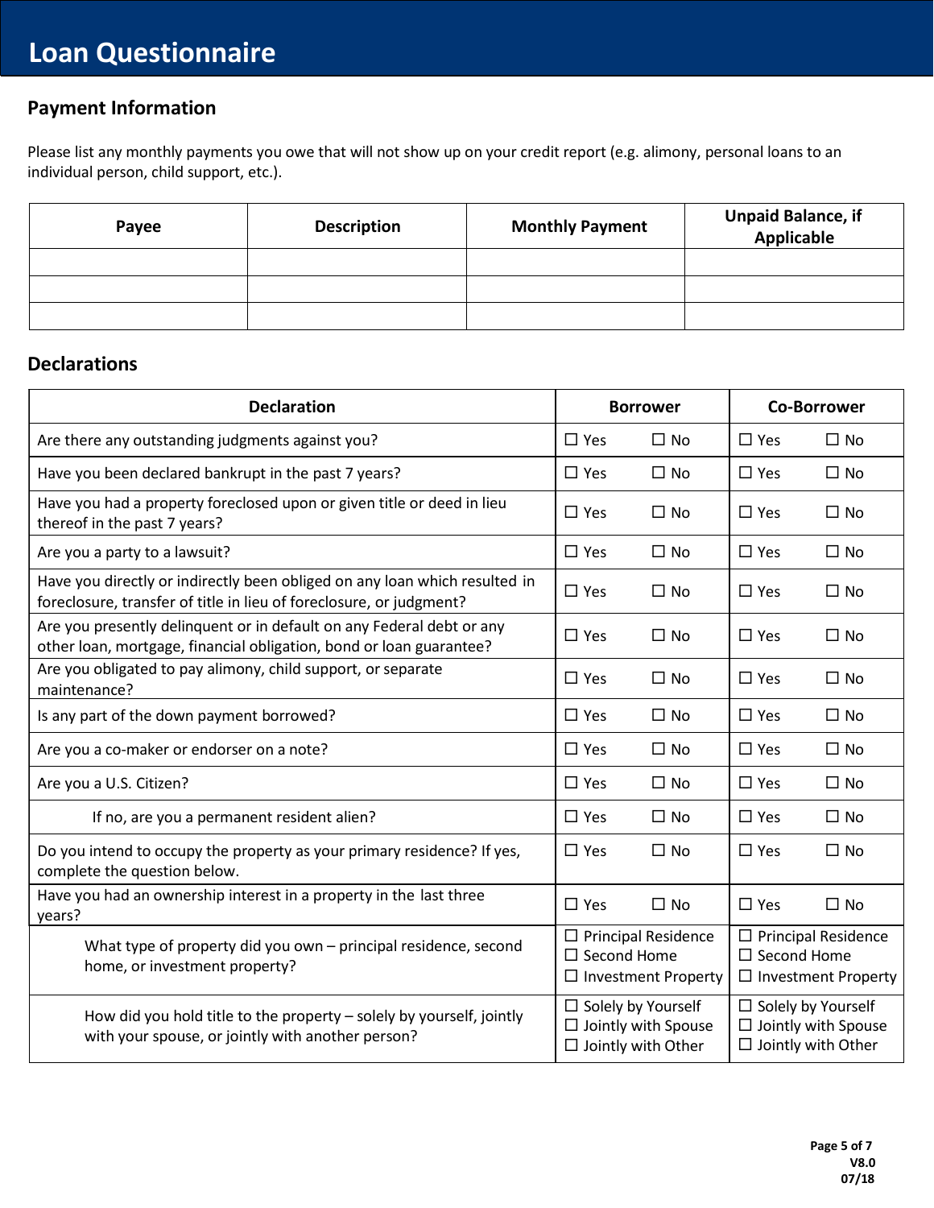# Loan Questionnaire

## Payment Information

Please list any monthly payments you owe that will not show up on your credit report (e.g. alimony, personal loans to an individual person, child support, etc.).

| Payee | Description | Monthly Payment | Unpaid Balance, if Applicable |
|---|---|---|---|
| | | | |
| | | | |
| | | | |

## Declarations

| Declaration | Borrower | Co-Borrower |
|---|---|---|
| Are there any outstanding judgments against you? | ☐ Yes ☐ No | ☐ Yes ☐ No |
| Have you been declared bankrupt in the past 7 years? | ☐ Yes ☐ No | ☐ Yes ☐ No |
| Have you had a property foreclosed upon or given title or deed in lieu thereof in the past 7 years? | ☐ Yes ☐ No | ☐ Yes ☐ No |
| Are you a party to a lawsuit? | ☐ Yes ☐ No | ☐ Yes ☐ No |
| Have you directly or indirectly been obliged on any loan which resulted in foreclosure, transfer of title in lieu of foreclosure, or judgment? | ☐ Yes ☐ No | ☐ Yes ☐ No |
| Are you presently delinquent or in default on any Federal debt or any other loan, mortgage, financial obligation, bond or loan guarantee? | ☐ Yes ☐ No | ☐ Yes ☐ No |
| Are you obligated to pay alimony, child support, or separate maintenance? | ☐ Yes ☐ No | ☐ Yes ☐ No |
| Is any part of the down payment borrowed? | ☐ Yes ☐ No | ☐ Yes ☐ No |
| Are you a co-maker or endorser on a note? | ☐ Yes ☐ No | ☐ Yes ☐ No |
| Are you a U.S. Citizen? | ☐ Yes ☐ No | ☐ Yes ☐ No |
| If no, are you a permanent resident alien? | ☐ Yes ☐ No | ☐ Yes ☐ No |
| Do you intend to occupy the property as your primary residence? If yes, complete the question below. | ☐ Yes ☐ No | ☐ Yes ☐ No |
| Have you had an ownership interest in a property in the last three years? | ☐ Yes ☐ No | ☐ Yes ☐ No |
| What type of property did you own – principal residence, second home, or investment property? | ☐ Principal Residence<br>☐ Second Home<br>☐ Investment Property | ☐ Principal Residence<br>☐ Second Home<br>☐ Investment Property |
| How did you hold title to the property – solely by yourself, jointly with your spouse, or jointly with another person? | ☐ Solely by Yourself<br>☐ Jointly with Spouse<br>☐ Jointly with Other | ☐ Solely by Yourself<br>☐ Jointly with Spouse<br>☐ Jointly with Other |

V8.0
07/18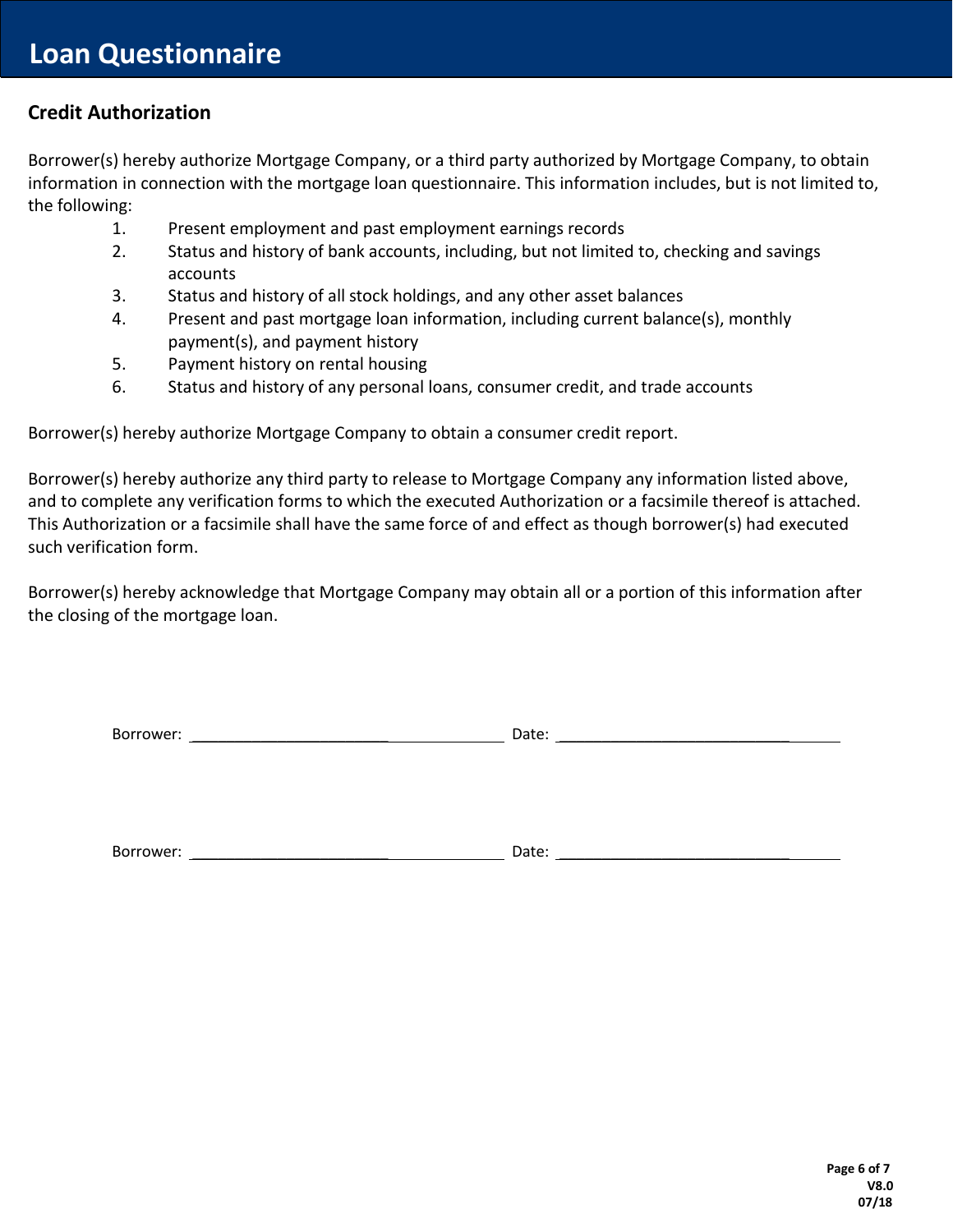# Loan Questionnaire

## Credit Authorization

Borrower(s) hereby authorize Mortgage Company, or a third party authorized by Mortgage Company, to obtain information in connection with the mortgage loan questionnaire. This information includes, but is not limited to, the following:

1. Present employment and past employment earnings records
2. Status and history of bank accounts, including, but not limited to, checking and savings accounts
3. Status and history of all stock holdings, and any other asset balances
4. Present and past mortgage loan information, including current balance(s), monthly payment(s), and payment history
5. Payment history on rental housing
6. Status and history of any personal loans, consumer credit, and trade accounts

Borrower(s) hereby authorize Mortgage Company to obtain a consumer credit report.

Borrower(s) hereby authorize any third party to release to Mortgage Company any information listed above, and to complete any verification forms to which the executed Authorization or a facsimile thereof is attached. This Authorization or a facsimile shall have the same force of and effect as though borrower(s) had executed such verification form.

Borrower(s) hereby acknowledge that Mortgage Company may obtain all or a portion of this information after the closing of the mortgage loan.

Borrower: ______________________________________ Date: ___________________________________

Borrower: ______________________________________ Date: ___________________________________

V8.0
07/18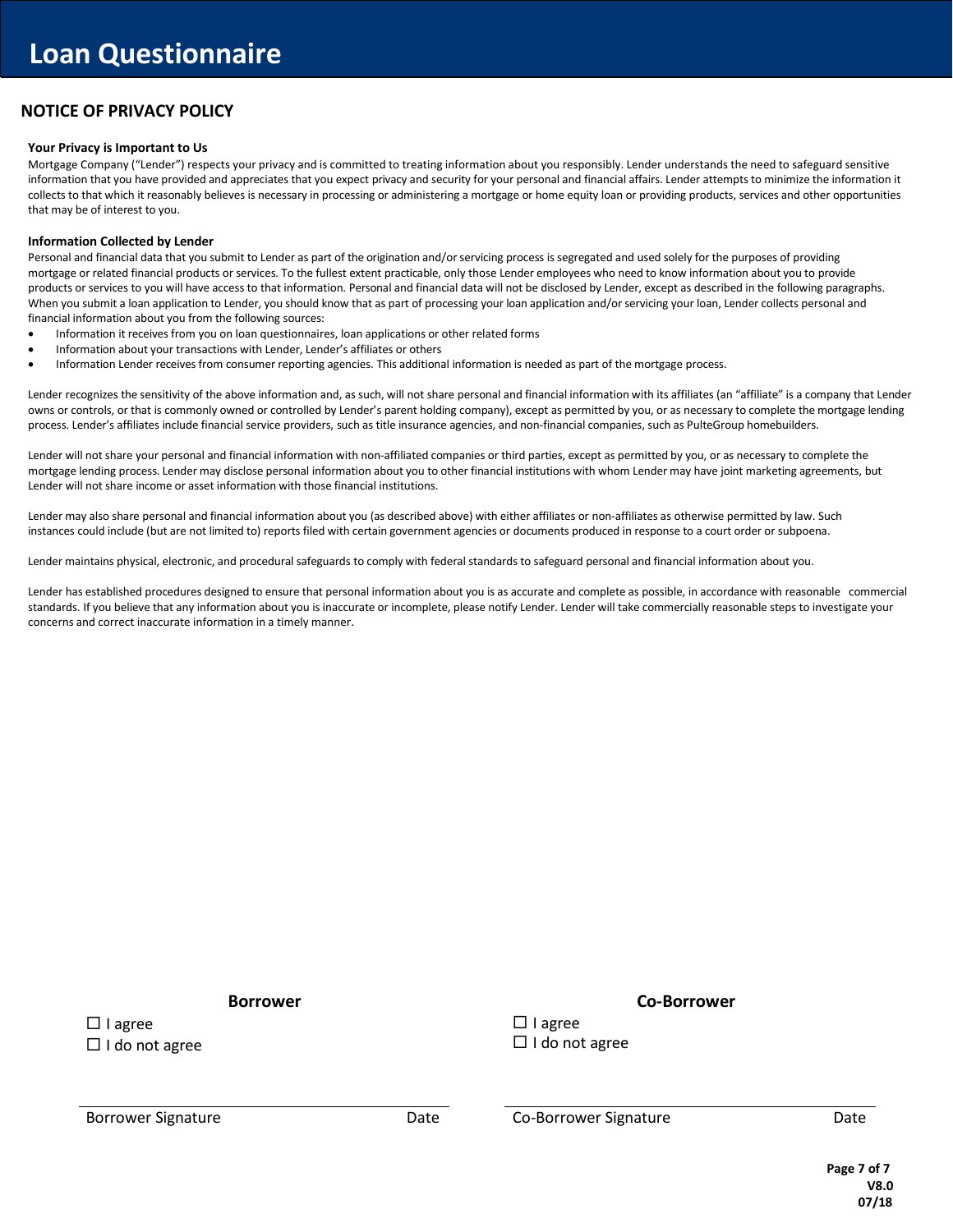# Loan Questionnaire

## NOTICE OF PRIVACY POLICY

### Your Privacy is Important to Us

Mortgage Company ("Lender") respects your privacy and is committed to treating information about you responsibly. Lender understands the need to safeguard sensitive information that you have provided and appreciates that you expect privacy and security for your personal and financial affairs. Lender attempts to minimize the information it collects to that which it reasonably believes is necessary in processing or administering a mortgage or home equity loan or providing products, services and other opportunities that may be of interest to you.

### Information Collected by Lender

Personal and financial data that you submit to Lender as part of the origination and/or servicing process is segregated and used solely for the purposes of providing mortgage or related financial products or services. To the fullest extent practicable, only those Lender employees who need to know information about you to provide products or services to you will have access to that information. Personal and financial data will not be disclosed by Lender, except as described in the following paragraphs. When you submit a loan application to Lender, you should know that as part of processing your loan application and/or servicing your loan, Lender collects personal and financial information about you from the following sources:

- Information it receives from you on loan questionnaires, loan applications or other related forms
- Information about your transactions with Lender, Lender's affiliates or others
- Information Lender receives from consumer reporting agencies. This additional information is needed as part of the mortgage process.

Lender recognizes the sensitivity of the above information and, as such, will not share personal and financial information with its affiliates (an "affiliate" is a company that Lender owns or controls, or that is commonly owned or controlled by Lender's parent holding company), except as permitted by you, or as necessary to complete the mortgage lending process. Lender's affiliates include financial service providers, such as title insurance agencies, and non-financial companies, such as PulteGroup homebuilders.

Lender will not share your personal and financial information with non-affiliated companies or third parties, except as permitted by you, or as necessary to complete the mortgage lending process. Lender may disclose personal information about you to other financial institutions with whom Lender may have joint marketing agreements, but Lender will not share income or asset information with those financial institutions.

Lender may also share personal and financial information about you (as described above) with either affiliates or non-affiliates as otherwise permitted by law. Such instances could include (but are not limited to) reports filed with certain government agencies or documents produced in response to a court order or subpoena.

Lender maintains physical, electronic, and procedural safeguards to comply with federal standards to safeguard personal and financial information about you.

Lender has established procedures designed to ensure that personal information about you is as accurate and complete as possible, in accordance with reasonable commercial standards. If you believe that any information about you is inaccurate or incomplete, please notify Lender. Lender will take commercially reasonable steps to investigate your concerns and correct inaccurate information in a timely manner.

**Borrower**

☐ I agree
☐ I do not agree

Borrower Signature ____________________ Date

**Co-Borrower**

☐ I agree
☐ I do not agree

Co-Borrower Signature ____________________ Date

V8.0
07/18